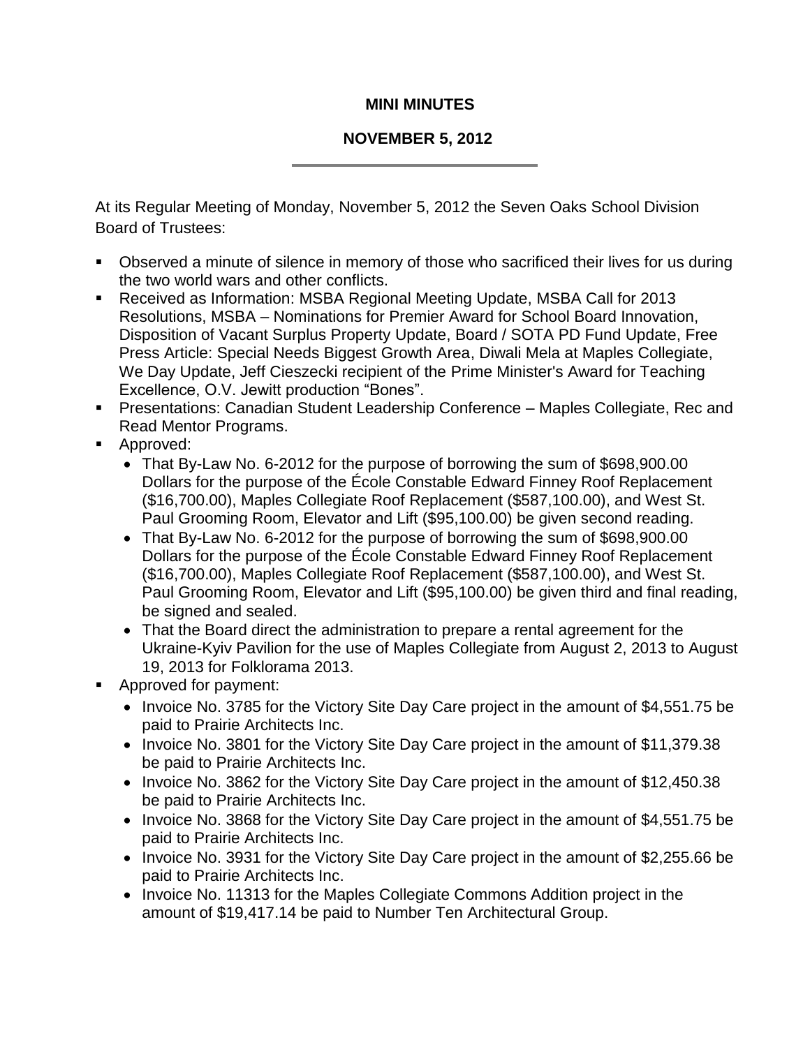# MINI MINUTES

## NOVEMBER 5, 2012

At its Regular Meeting of Monday, November 5, 2012 the Seven Oaks School Division Board of Trustees:

- Observed a minute of silence in memory of those who sacrificed their lives for us during the two world wars and other conflicts.
- Received as Information: MSBA Regional Meeting Update, MSBA Call for 2013 Resolutions, MSBA – Nominations for Premier Award for School Board Innovation, Disposition of Vacant Surplus Property Update, Board / SOTA PD Fund Update, Free Press Article: Special Needs Biggest Growth Area, Diwali Mela at Maples Collegiate, We Day Update, Jeff Cieszecki recipient of the Prime Minister's Award for Teaching Excellence, O.V. Jewitt production "Bones".
- Presentations: Canadian Student Leadership Conference – Maples Collegiate, Rec and Read Mentor Programs.
- Approved:
  - That By-Law No. 6-2012 for the purpose of borrowing the sum of $698,900.00 Dollars for the purpose of the École Constable Edward Finney Roof Replacement ($16,700.00), Maples Collegiate Roof Replacement ($587,100.00), and West St. Paul Grooming Room, Elevator and Lift ($95,100.00) be given second reading.
  - That By-Law No. 6-2012 for the purpose of borrowing the sum of $698,900.00 Dollars for the purpose of the École Constable Edward Finney Roof Replacement ($16,700.00), Maples Collegiate Roof Replacement ($587,100.00), and West St. Paul Grooming Room, Elevator and Lift ($95,100.00) be given third and final reading, be signed and sealed.
  - That the Board direct the administration to prepare a rental agreement for the Ukraine-Kyiv Pavilion for the use of Maples Collegiate from August 2, 2013 to August 19, 2013 for Folklorama 2013.
- Approved for payment:
  - Invoice No. 3785 for the Victory Site Day Care project in the amount of $4,551.75 be paid to Prairie Architects Inc.
  - Invoice No. 3801 for the Victory Site Day Care project in the amount of $11,379.38 be paid to Prairie Architects Inc.
  - Invoice No. 3862 for the Victory Site Day Care project in the amount of $12,450.38 be paid to Prairie Architects Inc.
  - Invoice No. 3868 for the Victory Site Day Care project in the amount of $4,551.75 be paid to Prairie Architects Inc.
  - Invoice No. 3931 for the Victory Site Day Care project in the amount of $2,255.66 be paid to Prairie Architects Inc.
  - Invoice No. 11313 for the Maples Collegiate Commons Addition project in the amount of $19,417.14 be paid to Number Ten Architectural Group.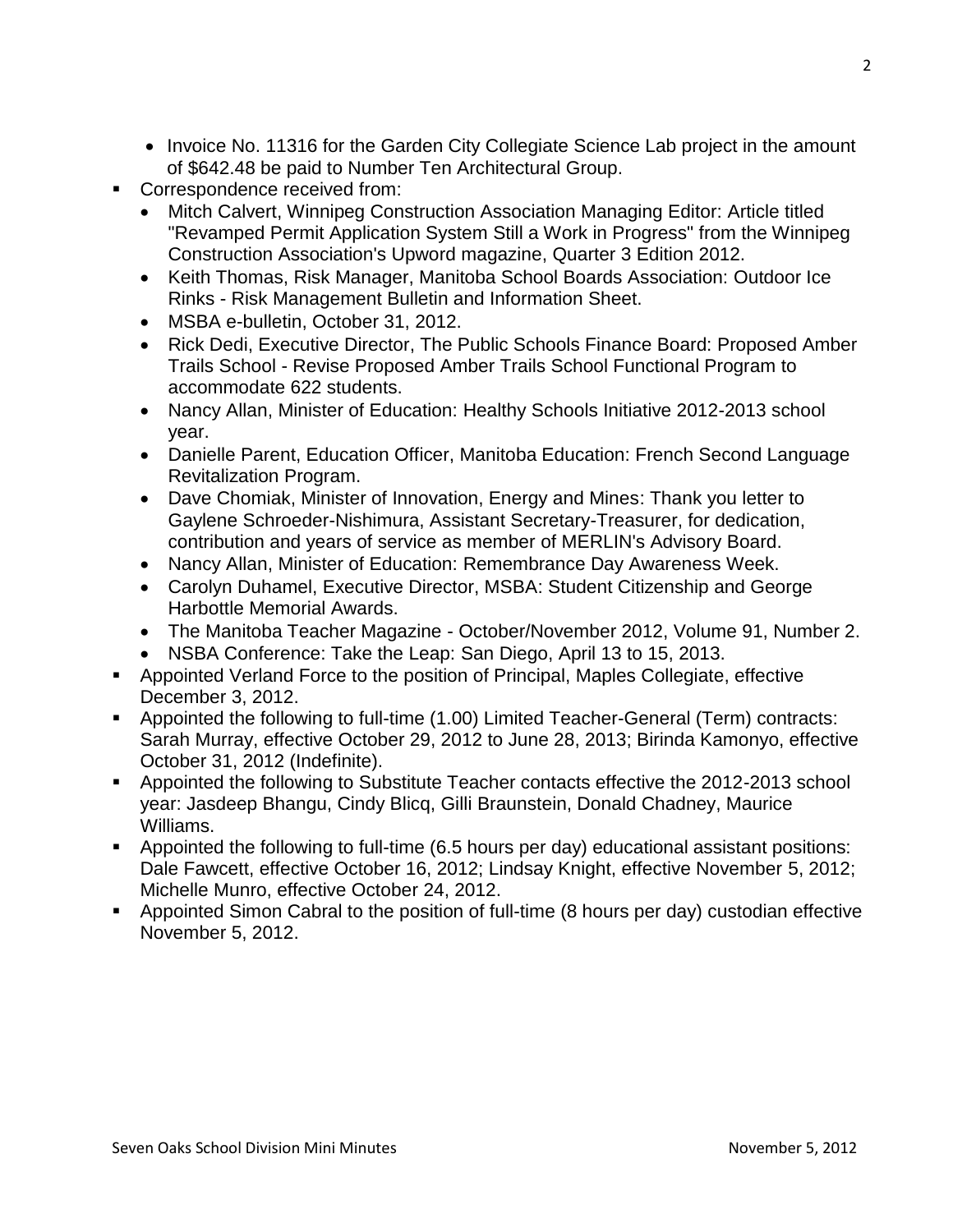- Invoice No. 11316 for the Garden City Collegiate Science Lab project in the amount of $642.48 be paid to Number Ten Architectural Group.

- Correspondence received from:
  - Mitch Calvert, Winnipeg Construction Association Managing Editor: Article titled "Revamped Permit Application System Still a Work in Progress" from the Winnipeg Construction Association's Upword magazine, Quarter 3 Edition 2012.
  - Keith Thomas, Risk Manager, Manitoba School Boards Association: Outdoor Ice Rinks - Risk Management Bulletin and Information Sheet.
  - MSBA e-bulletin, October 31, 2012.
  - Rick Dedi, Executive Director, The Public Schools Finance Board: Proposed Amber Trails School - Revise Proposed Amber Trails School Functional Program to accommodate 622 students.
  - Nancy Allan, Minister of Education: Healthy Schools Initiative 2012-2013 school year.
  - Danielle Parent, Education Officer, Manitoba Education: French Second Language Revitalization Program.
  - Dave Chomiak, Minister of Innovation, Energy and Mines: Thank you letter to Gaylene Schroeder-Nishimura, Assistant Secretary-Treasurer, for dedication, contribution and years of service as member of MERLIN's Advisory Board.
  - Nancy Allan, Minister of Education: Remembrance Day Awareness Week.
  - Carolyn Duhamel, Executive Director, MSBA: Student Citizenship and George Harbottle Memorial Awards.
  - The Manitoba Teacher Magazine - October/November 2012, Volume 91, Number 2.
  - NSBA Conference: Take the Leap: San Diego, April 13 to 15, 2013.
- Appointed Verland Force to the position of Principal, Maples Collegiate, effective December 3, 2012.
- Appointed the following to full-time (1.00) Limited Teacher-General (Term) contracts: Sarah Murray, effective October 29, 2012 to June 28, 2013; Birinda Kamonyo, effective October 31, 2012 (Indefinite).
- Appointed the following to Substitute Teacher contacts effective the 2012-2013 school year: Jasdeep Bhangu, Cindy Blicq, Gilli Braunstein, Donald Chadney, Maurice Williams.
- Appointed the following to full-time (6.5 hours per day) educational assistant positions: Dale Fawcett, effective October 16, 2012; Lindsay Knight, effective November 5, 2012; Michelle Munro, effective October 24, 2012.
- Appointed Simon Cabral to the position of full-time (8 hours per day) custodian effective November 5, 2012.